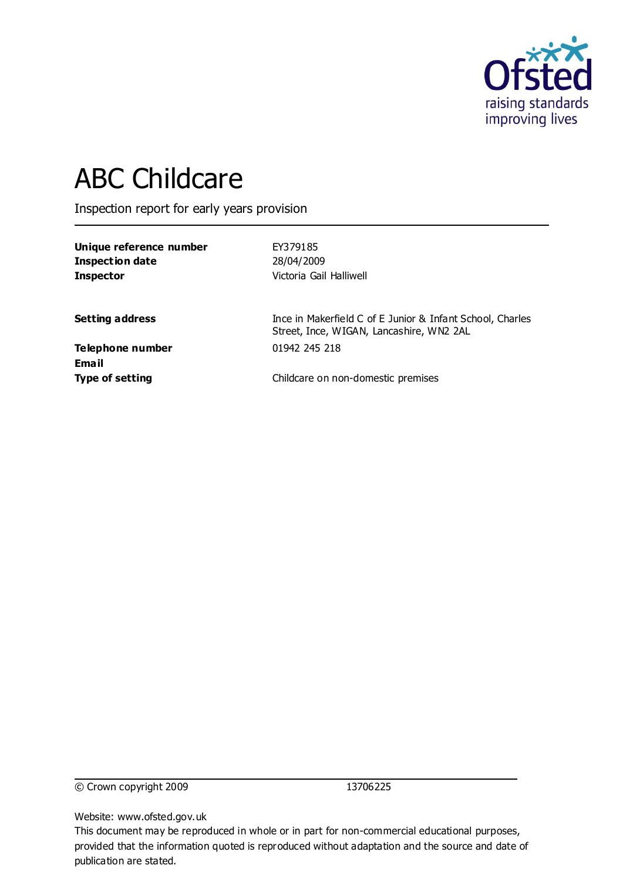# ABC Childcare

Inspection report for early years provision

| | |
|---|---|
| **Unique reference number** | EY379185 |
| **Inspection date** | 28/04/2009 |
| **Inspector** | Victoria Gail Halliwell |
| | |
| **Setting address** | Ince in Makerfield C of E Junior & Infant School, Charles Street, Ince, WIGAN, Lancashire, WN2 2AL |
| **Telephone number** | 01942 245 218 |
| **Email** | |
| **Type of setting** | Childcare on non-domestic premises |

© Crown copyright 2009 13706225

Website: www.ofsted.gov.uk

This document may be reproduced in whole or in part for non-commercial educational purposes, provided that the information quoted is reproduced without adaptation and the source and date of publication are stated.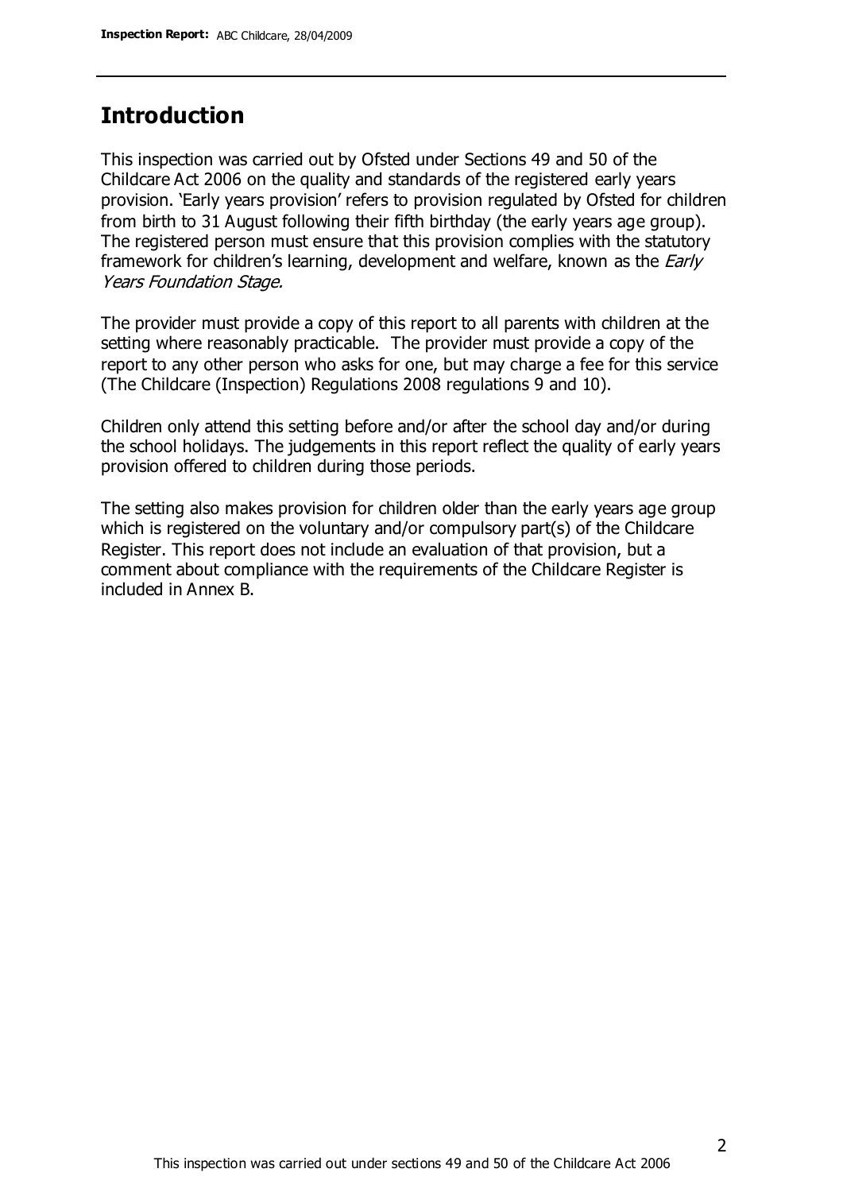## Introduction

This inspection was carried out by Ofsted under Sections 49 and 50 of the Childcare Act 2006 on the quality and standards of the registered early years provision. 'Early years provision' refers to provision regulated by Ofsted for children from birth to 31 August following their fifth birthday (the early years age group). The registered person must ensure that this provision complies with the statutory framework for children's learning, development and welfare, known as the *Early Years Foundation Stage.*

The provider must provide a copy of this report to all parents with children at the setting where reasonably practicable. The provider must provide a copy of the report to any other person who asks for one, but may charge a fee for this service (The Childcare (Inspection) Regulations 2008 regulations 9 and 10).

Children only attend this setting before and/or after the school day and/or during the school holidays. The judgements in this report reflect the quality of early years provision offered to children during those periods.

The setting also makes provision for children older than the early years age group which is registered on the voluntary and/or compulsory part(s) of the Childcare Register. This report does not include an evaluation of that provision, but a comment about compliance with the requirements of the Childcare Register is included in Annex B.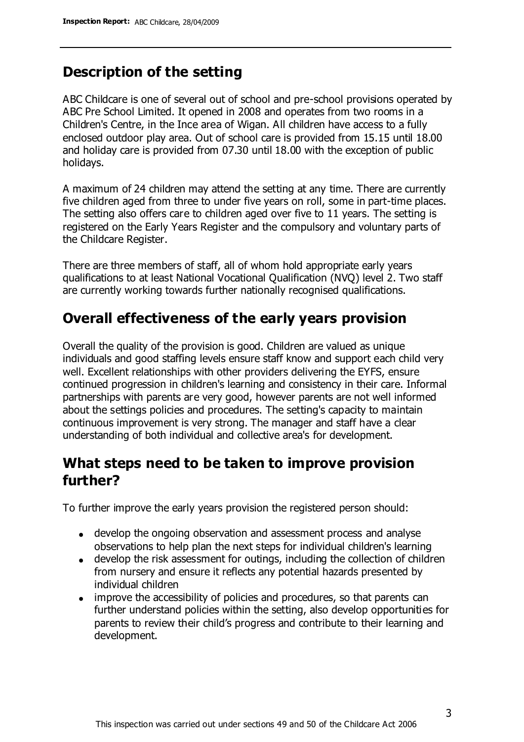## Description of the setting

ABC Childcare is one of several out of school and pre-school provisions operated by ABC Pre School Limited. It opened in 2008 and operates from two rooms in a Children's Centre, in the Ince area of Wigan. All children have access to a fully enclosed outdoor play area. Out of school care is provided from 15.15 until 18.00 and holiday care is provided from 07.30 until 18.00 with the exception of public holidays.

A maximum of 24 children may attend the setting at any time. There are currently five children aged from three to under five years on roll, some in part-time places. The setting also offers care to children aged over five to 11 years. The setting is registered on the Early Years Register and the compulsory and voluntary parts of the Childcare Register.

There are three members of staff, all of whom hold appropriate early years qualifications to at least National Vocational Qualification (NVQ) level 2. Two staff are currently working towards further nationally recognised qualifications.

## Overall effectiveness of the early years provision

Overall the quality of the provision is good. Children are valued as unique individuals and good staffing levels ensure staff know and support each child very well. Excellent relationships with other providers delivering the EYFS, ensure continued progression in children's learning and consistency in their care. Informal partnerships with parents are very good, however parents are not well informed about the settings policies and procedures. The setting's capacity to maintain continuous improvement is very strong. The manager and staff have a clear understanding of both individual and collective area's for development.

## What steps need to be taken to improve provision further?

To further improve the early years provision the registered person should:

- develop the ongoing observation and assessment process and analyse observations to help plan the next steps for individual children's learning
- develop the risk assessment for outings, including the collection of children from nursery and ensure it reflects any potential hazards presented by individual children
- improve the accessibility of policies and procedures, so that parents can further understand policies within the setting, also develop opportunities for parents to review their child's progress and contribute to their learning and development.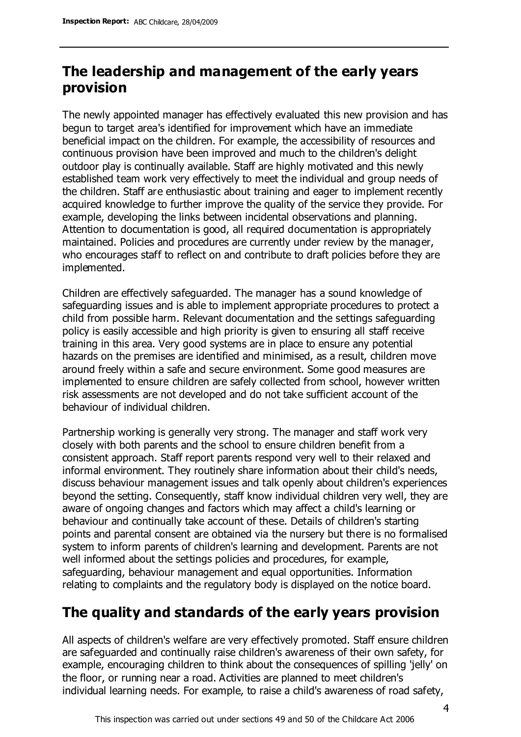## The leadership and management of the early years provision

The newly appointed manager has effectively evaluated this new provision and has begun to target area's identified for improvement which have an immediate beneficial impact on the children. For example, the accessibility of resources and continuous provision have been improved and much to the children's delight outdoor play is continually available. Staff are highly motivated and this newly established team work very effectively to meet the individual and group needs of the children. Staff are enthusiastic about training and eager to implement recently acquired knowledge to further improve the quality of the service they provide. For example, developing the links between incidental observations and planning. Attention to documentation is good, all required documentation is appropriately maintained. Policies and procedures are currently under review by the manager, who encourages staff to reflect on and contribute to draft policies before they are implemented.

Children are effectively safeguarded. The manager has a sound knowledge of safeguarding issues and is able to implement appropriate procedures to protect a child from possible harm. Relevant documentation and the settings safeguarding policy is easily accessible and high priority is given to ensuring all staff receive training in this area. Very good systems are in place to ensure any potential hazards on the premises are identified and minimised, as a result, children move around freely within a safe and secure environment. Some good measures are implemented to ensure children are safely collected from school, however written risk assessments are not developed and do not take sufficient account of the behaviour of individual children.

Partnership working is generally very strong. The manager and staff work very closely with both parents and the school to ensure children benefit from a consistent approach. Staff report parents respond very well to their relaxed and informal environment. They routinely share information about their child's needs, discuss behaviour management issues and talk openly about children's experiences beyond the setting. Consequently, staff know individual children very well, they are aware of ongoing changes and factors which may affect a child's learning or behaviour and continually take account of these. Details of children's starting points and parental consent are obtained via the nursery but there is no formalised system to inform parents of children's learning and development. Parents are not well informed about the settings policies and procedures, for example, safeguarding, behaviour management and equal opportunities. Information relating to complaints and the regulatory body is displayed on the notice board.

## The quality and standards of the early years provision

All aspects of children's welfare are very effectively promoted. Staff ensure children are safeguarded and continually raise children's awareness of their own safety, for example, encouraging children to think about the consequences of spilling 'jelly' on the floor, or running near a road. Activities are planned to meet children's individual learning needs. For example, to raise a child's awareness of road safety,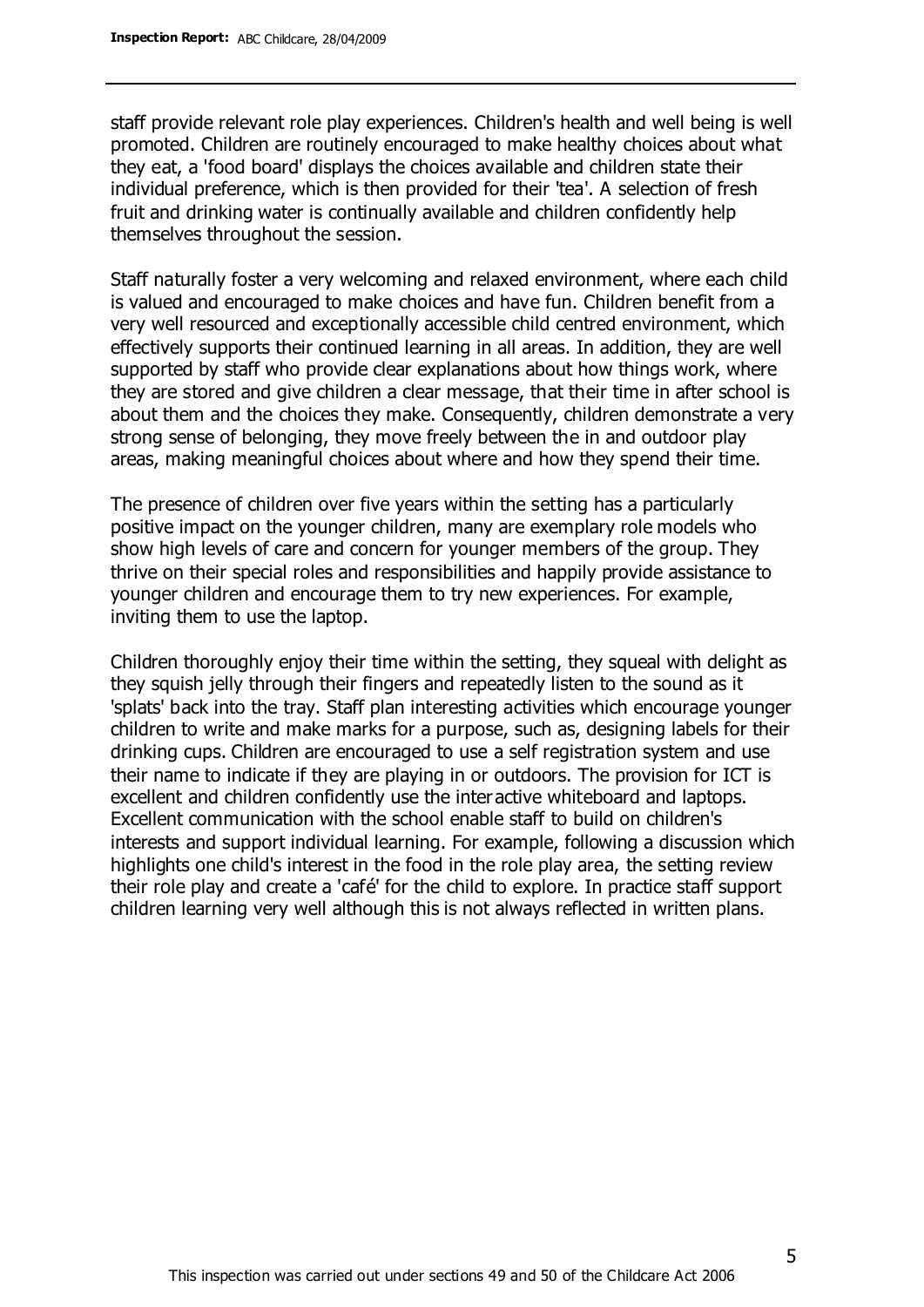staff provide relevant role play experiences. Children's health and well being is well promoted. Children are routinely encouraged to make healthy choices about what they eat, a 'food board' displays the choices available and children state their individual preference, which is then provided for their 'tea'. A selection of fresh fruit and drinking water is continually available and children confidently help themselves throughout the session.

Staff naturally foster a very welcoming and relaxed environment, where each child is valued and encouraged to make choices and have fun. Children benefit from a very well resourced and exceptionally accessible child centred environment, which effectively supports their continued learning in all areas. In addition, they are well supported by staff who provide clear explanations about how things work, where they are stored and give children a clear message, that their time in after school is about them and the choices they make. Consequently, children demonstrate a very strong sense of belonging, they move freely between the in and outdoor play areas, making meaningful choices about where and how they spend their time.

The presence of children over five years within the setting has a particularly positive impact on the younger children, many are exemplary role models who show high levels of care and concern for younger members of the group. They thrive on their special roles and responsibilities and happily provide assistance to younger children and encourage them to try new experiences. For example, inviting them to use the laptop.

Children thoroughly enjoy their time within the setting, they squeal with delight as they squish jelly through their fingers and repeatedly listen to the sound as it 'splats' back into the tray. Staff plan interesting activities which encourage younger children to write and make marks for a purpose, such as, designing labels for their drinking cups. Children are encouraged to use a self registration system and use their name to indicate if they are playing in or outdoors. The provision for ICT is excellent and children confidently use the interactive whiteboard and laptops. Excellent communication with the school enable staff to build on children's interests and support individual learning. For example, following a discussion which highlights one child's interest in the food in the role play area, the setting review their role play and create a 'café' for the child to explore. In practice staff support children learning very well although this is not always reflected in written plans.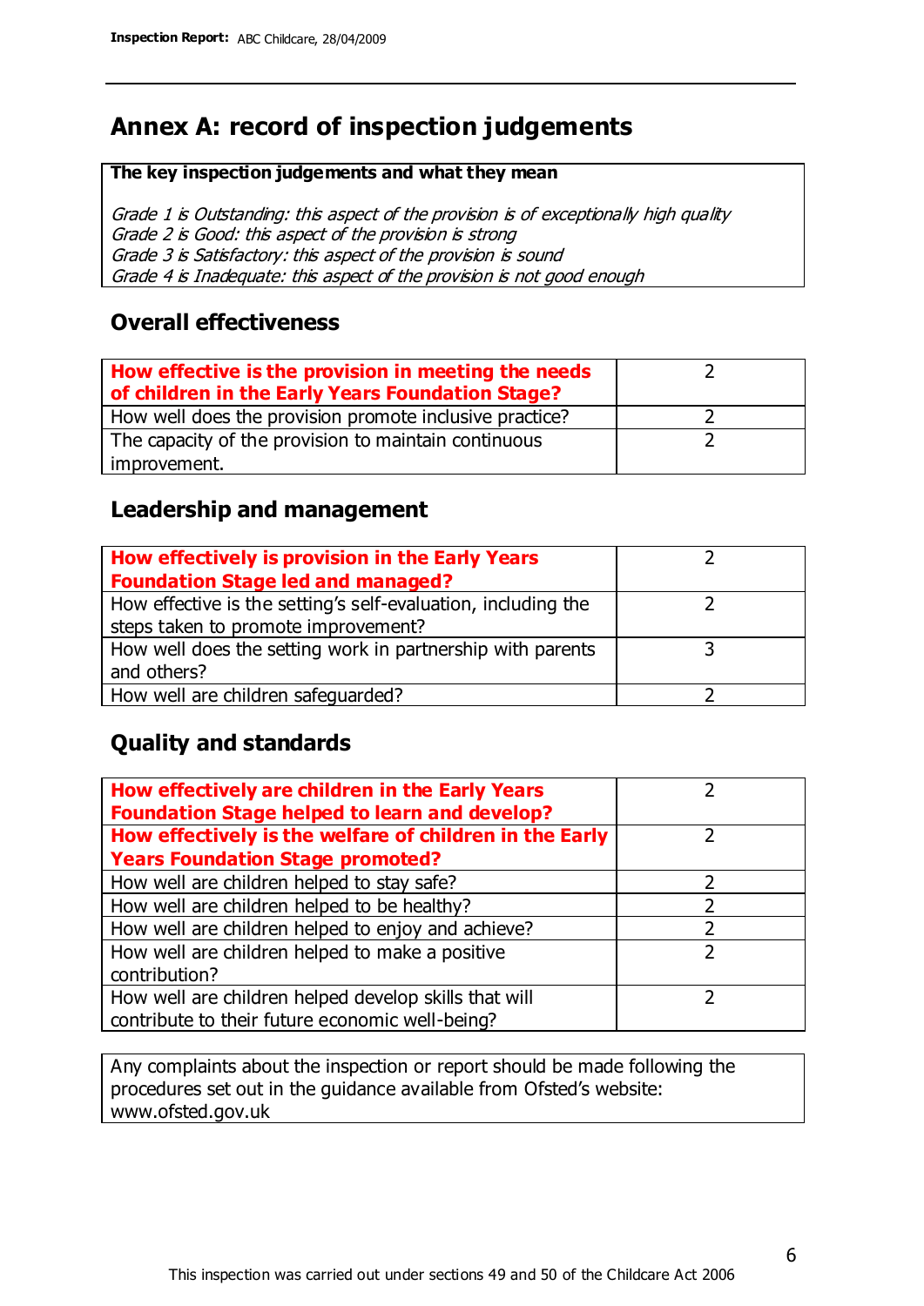# Annex A: record of inspection judgements

**The key inspection judgements and what they mean**

*Grade 1 is Outstanding: this aspect of the provision is of exceptionally high quality*
*Grade 2 is Good: this aspect of the provision is strong*
*Grade 3 is Satisfactory: this aspect of the provision is sound*
*Grade 4 is Inadequate: this aspect of the provision is not good enough*

## Overall effectiveness

| | |
|---|---|
| **How effective is the provision in meeting the needs of children in the Early Years Foundation Stage?** | 2 |
| How well does the provision promote inclusive practice? | 2 |
| The capacity of the provision to maintain continuous improvement. | 2 |

## Leadership and management

| | |
|---|---|
| **How effectively is provision in the Early Years Foundation Stage led and managed?** | 2 |
| How effective is the setting's self-evaluation, including the steps taken to promote improvement? | 2 |
| How well does the setting work in partnership with parents and others? | 3 |
| How well are children safeguarded? | 2 |

## Quality and standards

| | |
|---|---|
| **How effectively are children in the Early Years Foundation Stage helped to learn and develop?** | 2 |
| **How effectively is the welfare of children in the Early Years Foundation Stage promoted?** | 2 |
| How well are children helped to stay safe? | 2 |
| How well are children helped to be healthy? | 2 |
| How well are children helped to enjoy and achieve? | 2 |
| How well are children helped to make a positive contribution? | 2 |
| How well are children helped develop skills that will contribute to their future economic well-being? | 2 |

Any complaints about the inspection or report should be made following the procedures set out in the guidance available from Ofsted's website: www.ofsted.gov.uk

This inspection was carried out under sections 49 and 50 of the Childcare Act 2006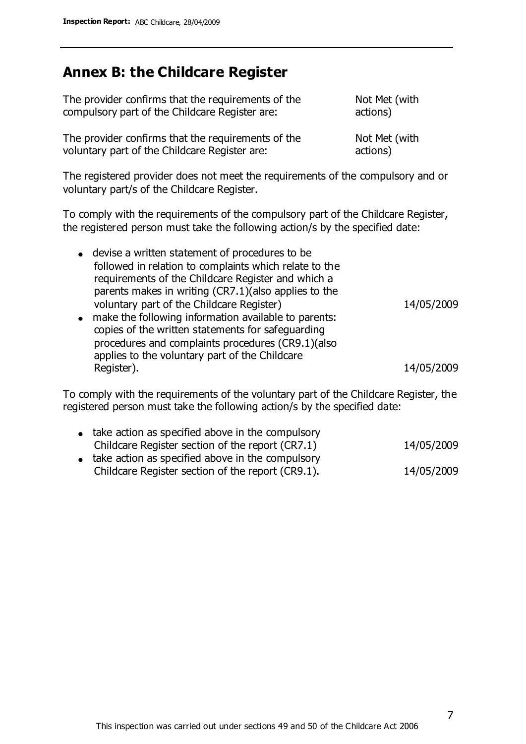## Annex B: the Childcare Register

| | |
|---|---|
| The provider confirms that the requirements of the compulsory part of the Childcare Register are: | Not Met (with actions) |
| The provider confirms that the requirements of the voluntary part of the Childcare Register are: | Not Met (with actions) |

The registered provider does not meet the requirements of the compulsory and or voluntary part/s of the Childcare Register.

To comply with the requirements of the compulsory part of the Childcare Register, the registered person must take the following action/s by the specified date:

- devise a written statement of procedures to be followed in relation to complaints which relate to the requirements of the Childcare Register and which a parents makes in writing (CR7.1)(also applies to the voluntary part of the Childcare Register) 14/05/2009
- make the following information available to parents: copies of the written statements for safeguarding procedures and complaints procedures (CR9.1)(also applies to the voluntary part of the Childcare Register). 14/05/2009

To comply with the requirements of the voluntary part of the Childcare Register, the registered person must take the following action/s by the specified date:

- take action as specified above in the compulsory Childcare Register section of the report (CR7.1) 14/05/2009
- take action as specified above in the compulsory Childcare Register section of the report (CR9.1). 14/05/2009

This inspection was carried out under sections 49 and 50 of the Childcare Act 2006